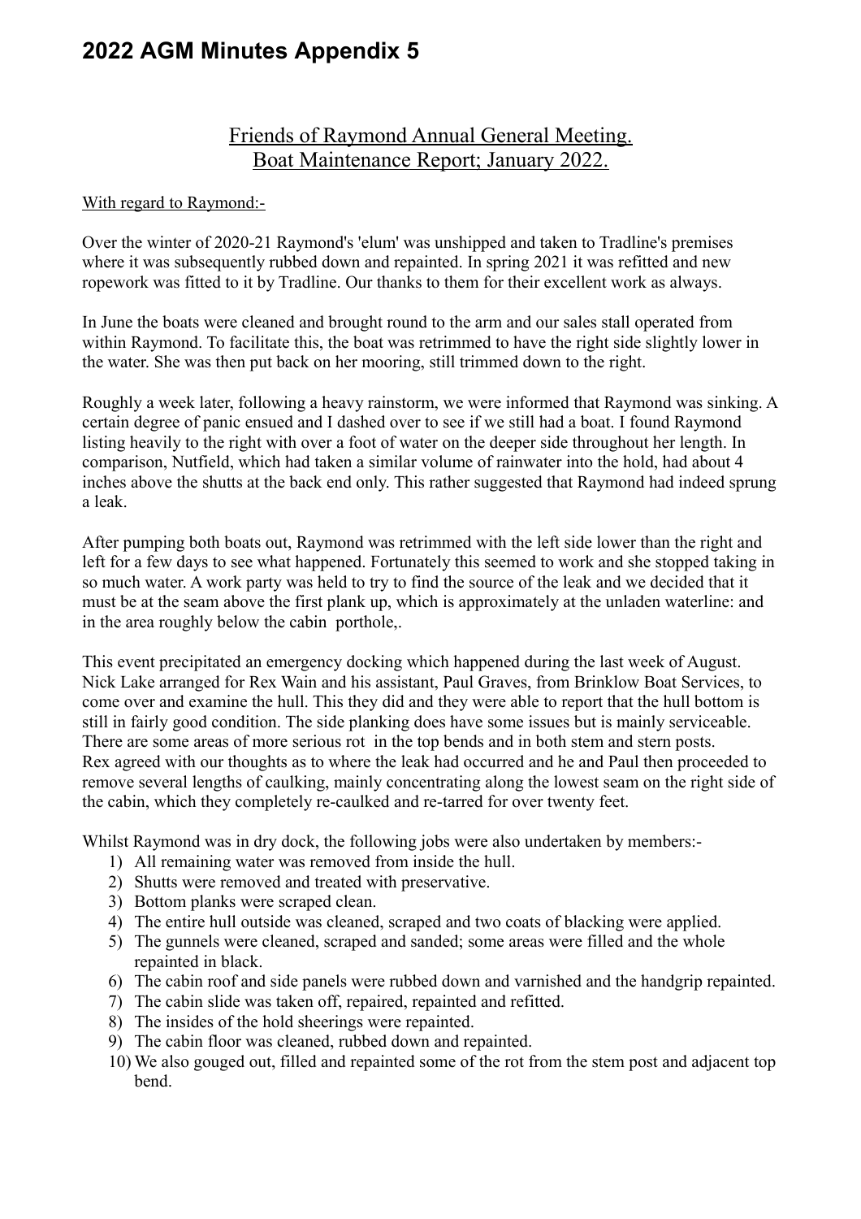# 2022 AGM Minutes Appendix 5

## Friends of Raymond Annual General Meeting.
## Boat Maintenance Report; January 2022.

With regard to Raymond:-

Over the winter of 2020-21 Raymond's 'elum' was unshipped and taken to Tradline's premises where it was subsequently rubbed down and repainted. In spring 2021 it was refitted and new ropework was fitted to it by Tradline. Our thanks to them for their excellent work as always.

In June the boats were cleaned and brought round to the arm and our sales stall operated from within Raymond. To facilitate this, the boat was retrimmed to have the right side slightly lower in the water. She was then put back on her mooring, still trimmed down to the right.

Roughly a week later, following a heavy rainstorm, we were informed that Raymond was sinking. A certain degree of panic ensued and I dashed over to see if we still had a boat. I found Raymond listing heavily to the right with over a foot of water on the deeper side throughout her length. In comparison, Nutfield, which had taken a similar volume of rainwater into the hold, had about 4 inches above the shutts at the back end only. This rather suggested that Raymond had indeed sprung a leak.

After pumping both boats out, Raymond was retrimmed with the left side lower than the right and left for a few days to see what happened. Fortunately this seemed to work and she stopped taking in so much water. A work party was held to try to find the source of the leak and we decided that it must be at the seam above the first plank up, which is approximately at the unladen waterline: and in the area roughly below the cabin porthole,.

This event precipitated an emergency docking which happened during the last week of August. Nick Lake arranged for Rex Wain and his assistant, Paul Graves, from Brinklow Boat Services, to come over and examine the hull. This they did and they were able to report that the hull bottom is still in fairly good condition. The side planking does have some issues but is mainly serviceable. There are some areas of more serious rot in the top bends and in both stem and stern posts. Rex agreed with our thoughts as to where the leak had occurred and he and Paul then proceeded to remove several lengths of caulking, mainly concentrating along the lowest seam on the right side of the cabin, which they completely re-caulked and re-tarred for over twenty feet.

Whilst Raymond was in dry dock, the following jobs were also undertaken by members:-

1) All remaining water was removed from inside the hull.
2) Shutts were removed and treated with preservative.
3) Bottom planks were scraped clean.
4) The entire hull outside was cleaned, scraped and two coats of blacking were applied.
5) The gunnels were cleaned, scraped and sanded; some areas were filled and the whole repainted in black.
6) The cabin roof and side panels were rubbed down and varnished and the handgrip repainted.
7) The cabin slide was taken off, repaired, repainted and refitted.
8) The insides of the hold sheerings were repainted.
9) The cabin floor was cleaned, rubbed down and repainted.
10) We also gouged out, filled and repainted some of the rot from the stem post and adjacent top bend.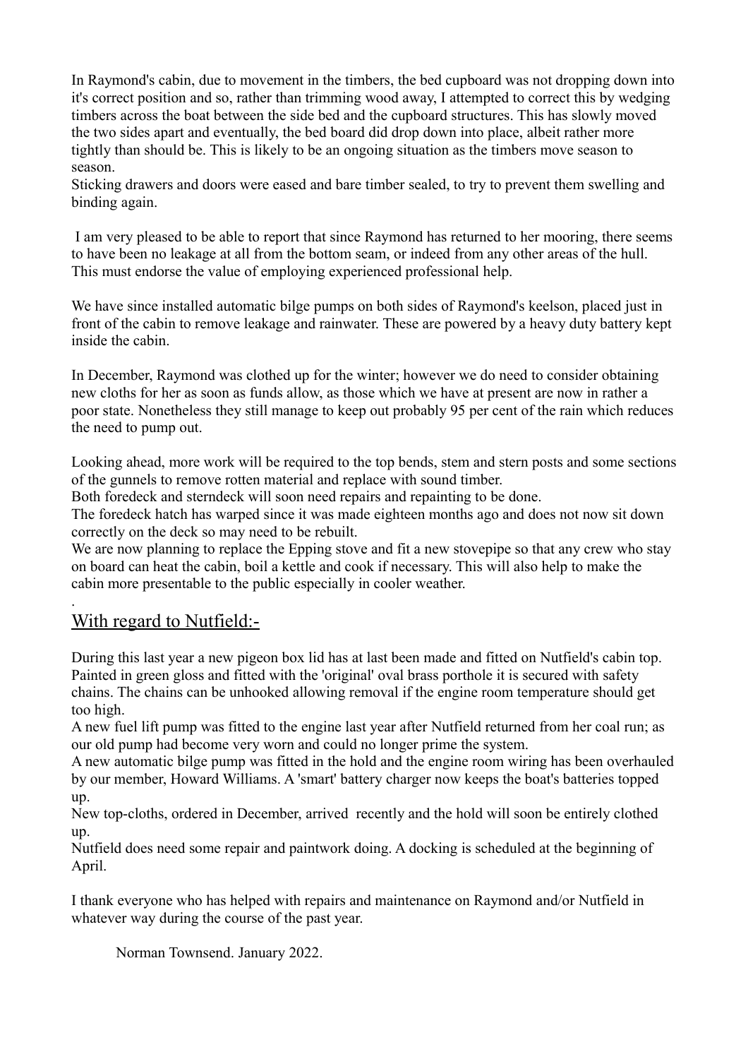In Raymond's cabin, due to movement in the timbers, the bed cupboard was not dropping down into it's correct position and so, rather than trimming wood away, I attempted to correct this by wedging timbers across the boat between the side bed and the cupboard structures. This has slowly moved the two sides apart and eventually, the bed board did drop down into place, albeit rather more tightly than should be. This is likely to be an ongoing situation as the timbers move season to season.
Sticking drawers and doors were eased and bare timber sealed, to try to prevent them swelling and binding again.

I am very pleased to be able to report that since Raymond has returned to her mooring, there seems to have been no leakage at all from the bottom seam, or indeed from any other areas of the hull. This must endorse the value of employing experienced professional help.

We have since installed automatic bilge pumps on both sides of Raymond's keelson, placed just in front of the cabin to remove leakage and rainwater. These are powered by a heavy duty battery kept inside the cabin.

In December, Raymond was clothed up for the winter; however we do need to consider obtaining new cloths for her as soon as funds allow, as those which we have at present are now in rather a poor state. Nonetheless they still manage to keep out probably 95 per cent of the rain which reduces the need to pump out.

Looking ahead, more work will be required to the top bends, stem and stern posts and some sections of the gunnels to remove rotten material and replace with sound timber.
Both foredeck and sterndeck will soon need repairs and repainting to be done.
The foredeck hatch has warped since it was made eighteen months ago and does not now sit down correctly on the deck so may need to be rebuilt.
We are now planning to replace the Epping stove and fit a new stovepipe so that any crew who stay on board can heat the cabin, boil a kettle and cook if necessary. This will also help to make the cabin more presentable to the public especially in cooler weather.

.

## With regard to Nutfield:-

During this last year a new pigeon box lid has at last been made and fitted on Nutfield's cabin top. Painted in green gloss and fitted with the 'original' oval brass porthole it is secured with safety chains. The chains can be unhooked allowing removal if the engine room temperature should get too high.
A new fuel lift pump was fitted to the engine last year after Nutfield returned from her coal run; as our old pump had become very worn and could no longer prime the system.
A new automatic bilge pump was fitted in the hold and the engine room wiring has been overhauled by our member, Howard Williams. A 'smart' battery charger now keeps the boat's batteries topped up.
New top-cloths, ordered in December, arrived recently and the hold will soon be entirely clothed up.
Nutfield does need some repair and paintwork doing. A docking is scheduled at the beginning of April.

I thank everyone who has helped with repairs and maintenance on Raymond and/or Nutfield in whatever way during the course of the past year.

Norman Townsend. January 2022.